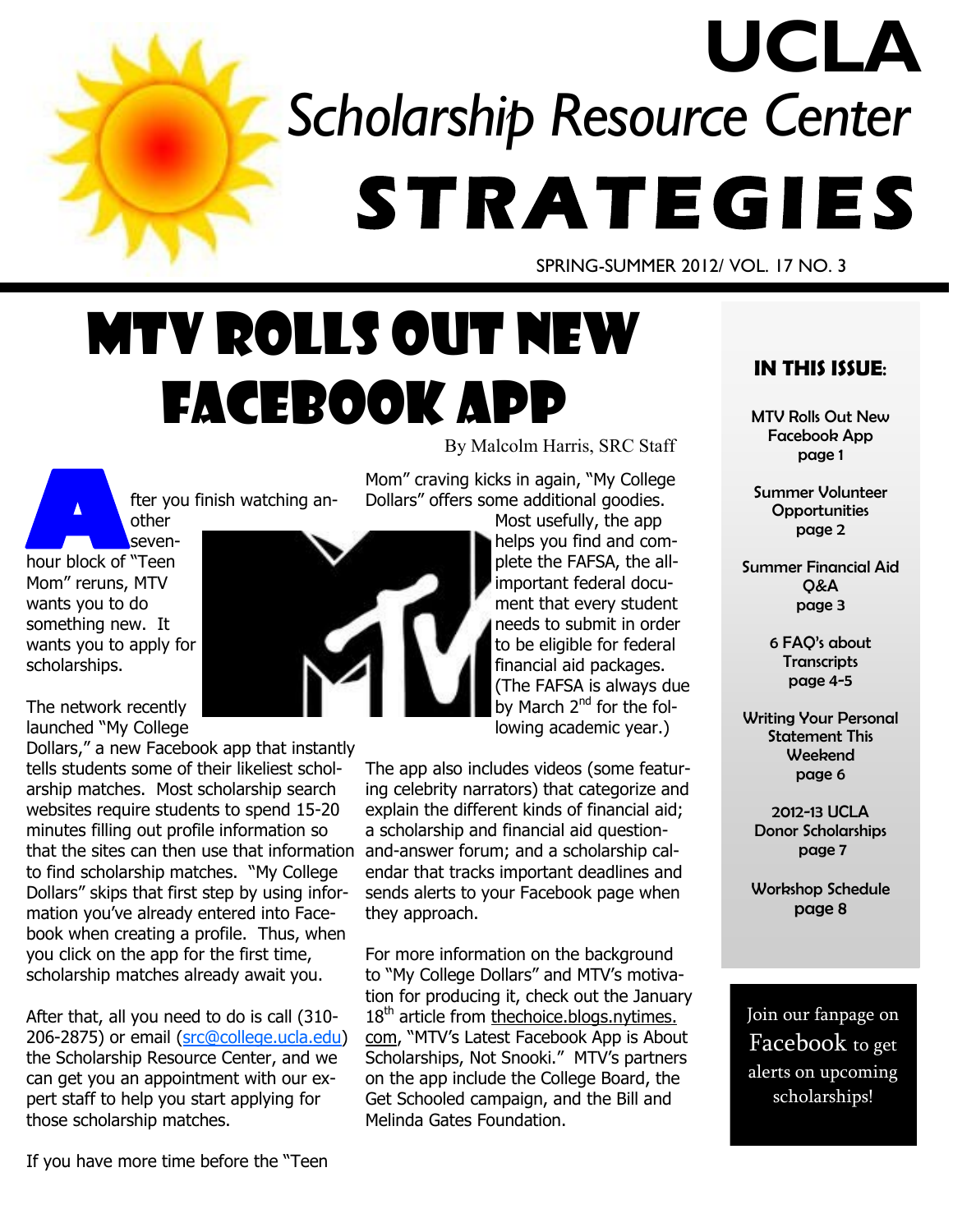# UCLA

## *Scholarship Resource Center*

# STRATEGIES

SPRING-SUMMER 2012/ VOL. 17 NO. 3

# MTV Rolls Out New Facebook App

By Malcolm Harris, SRC Staff

After you finish watching another seven-hour block of "Teen Mom" reruns, MTV wants you to do something new. It wants you to apply for scholarships.

The network recently launched "My College Dollars," a new Facebook app that instantly tells students some of their likeliest scholarship matches. Most scholarship search websites require students to spend 15-20 minutes filling out profile information so that the sites can then use that information to find scholarship matches. "My College Dollars" skips that first step by using information you've already entered into Facebook when creating a profile. Thus, when you click on the app for the first time, scholarship matches already await you.

After that, all you need to do is call (310-206-2875) or email (src@college.ucla.edu) the Scholarship Resource Center, and we can get you an appointment with our expert staff to help you start applying for those scholarship matches.

If you have more time before the "Teen Mom" craving kicks in again, "My College Dollars" offers some additional goodies. Most usefully, the app helps you find and complete the FAFSA, the all-important federal document that every student needs to submit in order to be eligible for federal financial aid packages. (The FAFSA is always due by March 2nd for the following academic year.)

The app also includes videos (some featuring celebrity narrators) that categorize and explain the different kinds of financial aid; a scholarship and financial aid question-and-answer forum; and a scholarship calendar that tracks important deadlines and sends alerts to your Facebook page when they approach.

For more information on the background to "My College Dollars" and MTV's motivation for producing it, check out the January 18th article from thechoice.blogs.nytimes.com, "MTV's Latest Facebook App is About Scholarships, Not Snooki." MTV's partners on the app include the College Board, the Get Schooled campaign, and the Bill and Melinda Gates Foundation.

### IN THIS ISSUE:

- MTV Rolls Out New Facebook App — page 1
- Summer Volunteer Opportunities — page 2
- Summer Financial Aid Q&A — page 3
- 6 FAQ's about Transcripts — page 4-5
- Writing Your Personal Statement This Weekend — page 6
- 2012-13 UCLA Donor Scholarships — page 7
- Workshop Schedule — page 8

Join our fanpage on Facebook to get alerts on upcoming scholarships!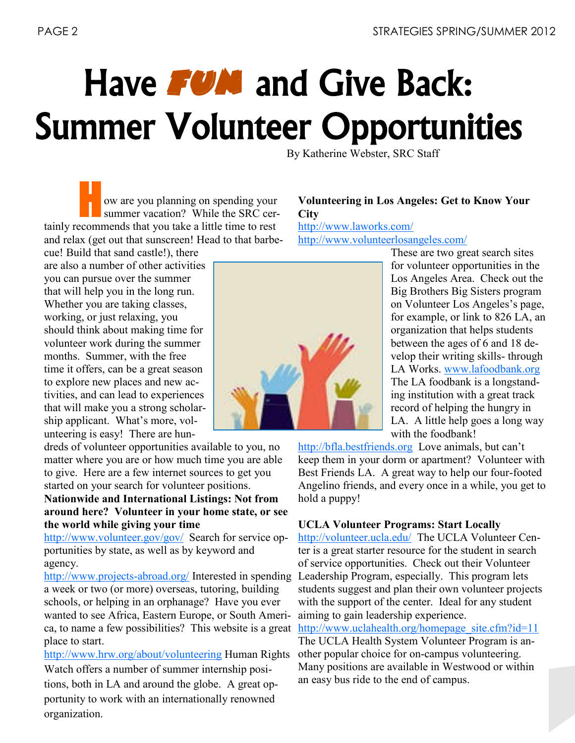# Have FUN and Give Back: Summer Volunteer Opportunities

By Katherine Webster, SRC Staff

How are you planning on spending your summer vacation? While the SRC certainly recommends that you take a little time to rest and relax (get out that sunscreen! Head to that barbecue! Build that sand castle!), there are also a number of other activities you can pursue over the summer that will help you in the long run. Whether you are taking classes, working, or just relaxing, you should think about making time for volunteer work during the summer months. Summer, with the free time it offers, can be a great season to explore new places and new activities, and can lead to experiences that will make you a strong scholarship applicant. What's more, volunteering is easy! There are hundreds of volunteer opportunities available to you, no matter where you are or how much time you are able to give. Here are a few internet sources to get you started on your search for volunteer positions.

**Nationwide and International Listings: Not from around here? Volunteer in your home state, or see the world while giving your time**

http://www.volunteer.gov/gov/ Search for service opportunities by state, as well as by keyword and agency.

http://www.projects-abroad.org/ Interested in spending a week or two (or more) overseas, tutoring, building schools, or helping in an orphanage? Have you ever wanted to see Africa, Eastern Europe, or South America, to name a few possibilities? This website is a great place to start.

http://www.hrw.org/about/volunteering Human Rights Watch offers a number of summer internship positions, both in LA and around the globe. A great opportunity to work with an internationally renowned organization.

**Volunteering in Los Angeles: Get to Know Your City**

http://www.laworks.com/

http://www.volunteerlosangeles.com/

These are two great search sites for volunteer opportunities in the Los Angeles Area. Check out the Big Brothers Big Sisters program on Volunteer Los Angeles's page, for example, or link to 826 LA, an organization that helps students between the ages of 6 and 18 develop their writing skills- through LA Works. www.lafoodbank.org The LA foodbank is a longstanding institution with a great track record of helping the hungry in LA. A little help goes a long way with the foodbank!

http://bfla.bestfriends.org Love animals, but can't keep them in your dorm or apartment? Volunteer with Best Friends LA. A great way to help our four-footed Angelino friends, and every once in a while, you get to hold a puppy!

**UCLA Volunteer Programs: Start Locally**

http://volunteer.ucla.edu/ The UCLA Volunteer Center is a great starter resource for the student in search of service opportunities. Check out their Volunteer Leadership Program, especially. This program lets students suggest and plan their own volunteer projects with the support of the center. Ideal for any student aiming to gain leadership experience.

http://www.uclahealth.org/homepage_site.cfm?id=11 The UCLA Health System Volunteer Program is another popular choice for on-campus volunteering. Many positions are available in Westwood or within an easy bus ride to the end of campus.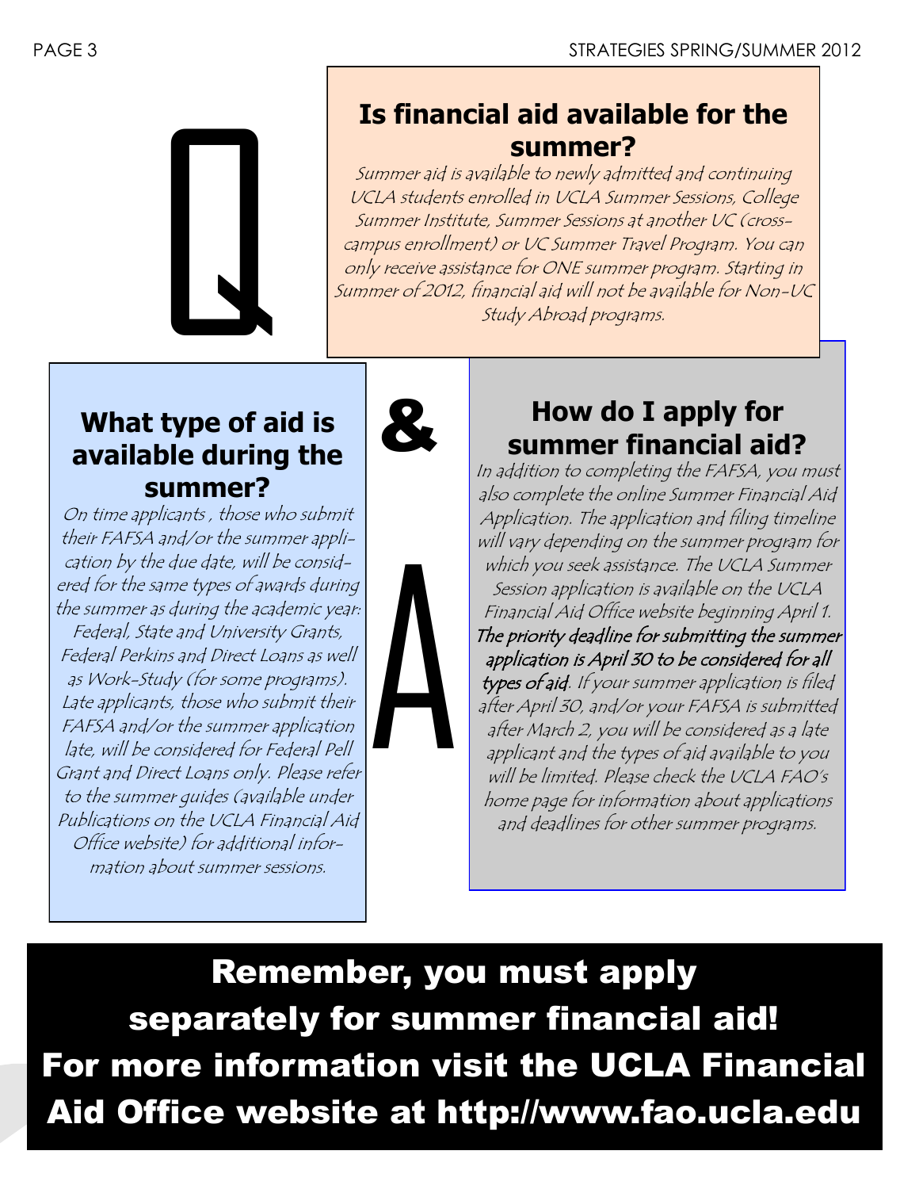# Q & A

## Is financial aid available for the summer?

*Summer aid is available to newly admitted and continuing UCLA students enrolled in UCLA Summer Sessions, College Summer Institute, Summer Sessions at another UC (cross-campus enrollment) or UC Summer Travel Program. You can only receive assistance for ONE summer program. Starting in Summer of 2012, financial aid will not be available for Non-UC Study Abroad programs.*

## What type of aid is available during the summer?

*On time applicants , those who submit their FAFSA and/or the summer application by the due date, will be considered for the same types of awards during the summer as during the academic year: Federal, State and University Grants, Federal Perkins and Direct Loans as well as Work-Study (for some programs). Late applicants, those who submit their FAFSA and/or the summer application late, will be considered for Federal Pell Grant and Direct Loans only. Please refer to the summer guides (available under Publications on the UCLA Financial Aid Office website) for additional information about summer sessions.*

## How do I apply for summer financial aid?

*In addition to completing the FAFSA, you must also complete the online Summer Financial Aid Application. The application and filing timeline will vary depending on the summer program for which you seek assistance. The UCLA Summer Session application is available on the UCLA Financial Aid Office website beginning April 1.* ***The priority deadline for submitting the summer application is April 30 to be considered for all types of aid****. If your summer application is filed after April 30, and/or your FAFSA is submitted after March 2, you will be considered as a late applicant and the types of aid available to you will be limited. Please check the UCLA FAO's home page for information about applications and deadlines for other summer programs.*

**Remember, you must apply separately for summer financial aid! For more information visit the UCLA Financial Aid Office website at http://www.fao.ucla.edu**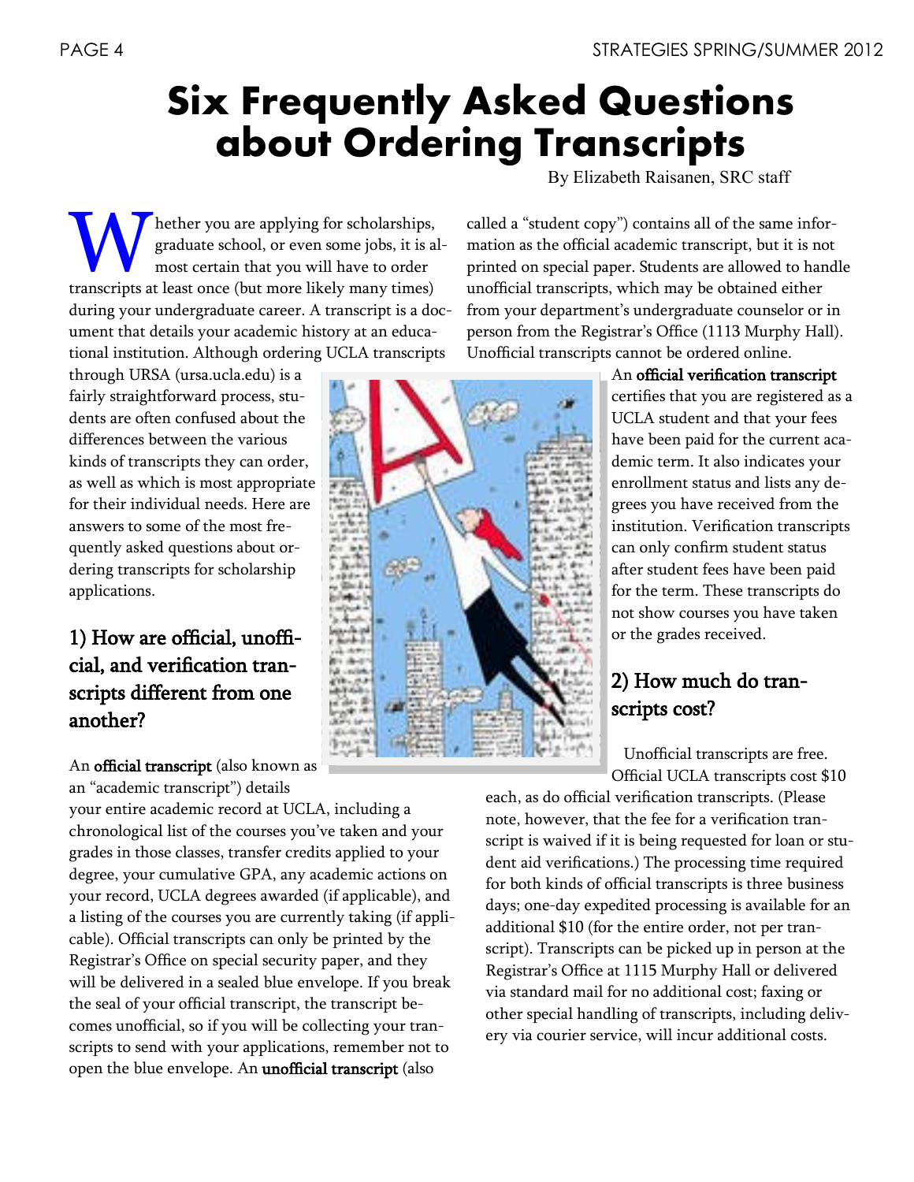# Six Frequently Asked Questions about Ordering Transcripts

By Elizabeth Raisanen, SRC staff

Whether you are applying for scholarships, graduate school, or even some jobs, it is almost certain that you will have to order transcripts at least once (but more likely many times) during your undergraduate career. A transcript is a document that details your academic history at an educational institution. Although ordering UCLA transcripts through URSA (ursa.ucla.edu) is a fairly straightforward process, students are often confused about the differences between the various kinds of transcripts they can order, as well as which is most appropriate for their individual needs. Here are answers to some of the most frequently asked questions about ordering transcripts for scholarship applications.

## 1) How are official, unofficial, and verification transcripts different from one another?

An **official transcript** (also known as an "academic transcript") details your entire academic record at UCLA, including a chronological list of the courses you've taken and your grades in those classes, transfer credits applied to your degree, your cumulative GPA, any academic actions on your record, UCLA degrees awarded (if applicable), and a listing of the courses you are currently taking (if applicable). Official transcripts can only be printed by the Registrar's Office on special security paper, and they will be delivered in a sealed blue envelope. If you break the seal of your official transcript, the transcript becomes unofficial, so if you will be collecting your transcripts to send with your applications, remember not to open the blue envelope. An **unofficial transcript** (also called a "student copy") contains all of the same information as the official academic transcript, but it is not printed on special paper. Students are allowed to handle unofficial transcripts, which may be obtained either from your department's undergraduate counselor or in person from the Registrar's Office (1113 Murphy Hall). Unofficial transcripts cannot be ordered online.

An **official verification transcript** certifies that you are registered as a UCLA student and that your fees have been paid for the current academic term. It also indicates your enrollment status and lists any degrees you have received from the institution. Verification transcripts can only confirm student status after student fees have been paid for the term. These transcripts do not show courses you have taken or the grades received.

## 2) How much do transcripts cost?

Unofficial transcripts are free. Official UCLA transcripts cost $10 each, as do official verification transcripts. (Please note, however, that the fee for a verification transcript is waived if it is being requested for loan or student aid verifications.) The processing time required for both kinds of official transcripts is three business days; one-day expedited processing is available for an additional $10 (for the entire order, not per transcript). Transcripts can be picked up in person at the Registrar's Office at 1115 Murphy Hall or delivered via standard mail for no additional cost; faxing or other special handling of transcripts, including delivery via courier service, will incur additional costs.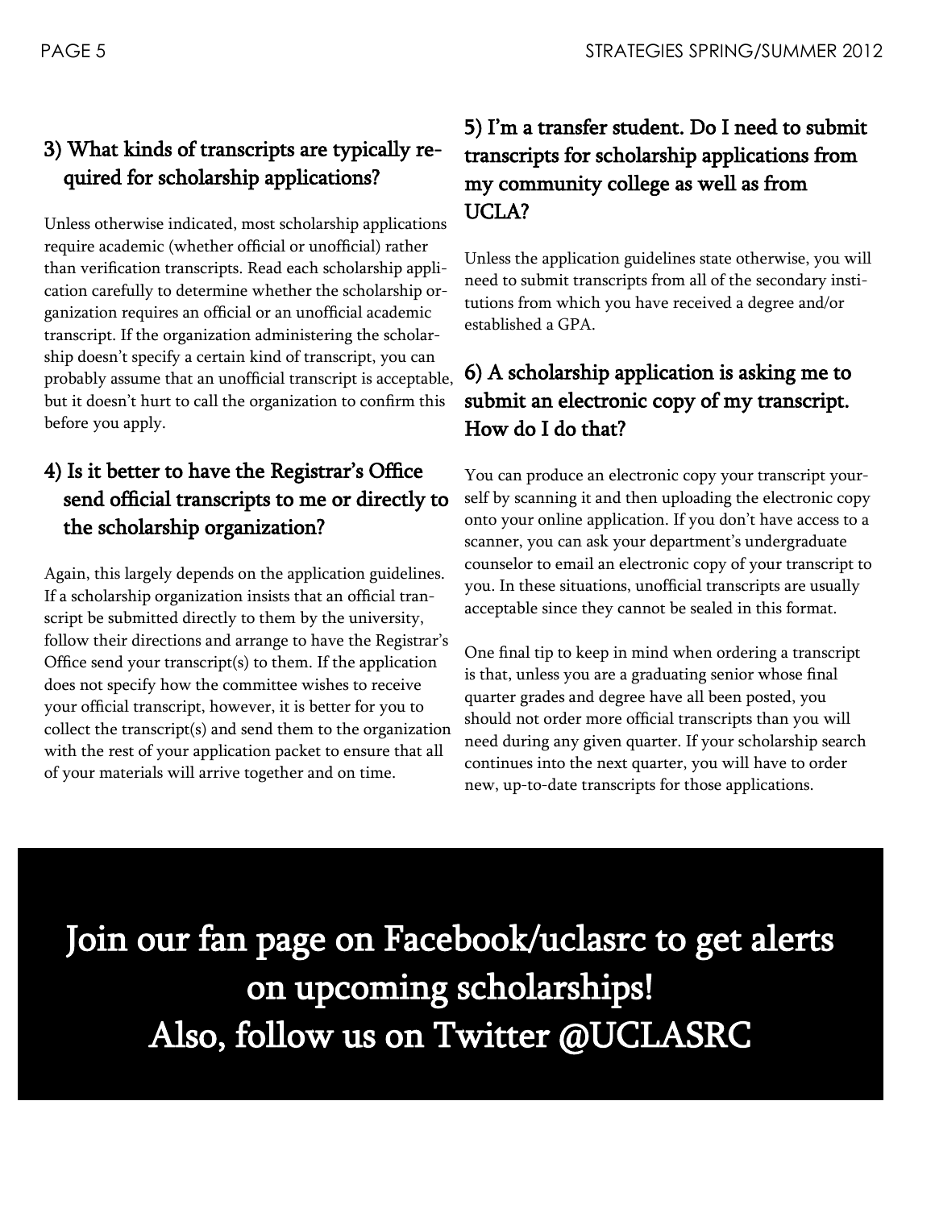### 3) What kinds of transcripts are typically required for scholarship applications?

Unless otherwise indicated, most scholarship applications require academic (whether official or unofficial) rather than verification transcripts. Read each scholarship application carefully to determine whether the scholarship organization requires an official or an unofficial academic transcript. If the organization administering the scholarship doesn't specify a certain kind of transcript, you can probably assume that an unofficial transcript is acceptable, but it doesn't hurt to call the organization to confirm this before you apply.

### 4) Is it better to have the Registrar's Office send official transcripts to me or directly to the scholarship organization?

Again, this largely depends on the application guidelines. If a scholarship organization insists that an official transcript be submitted directly to them by the university, follow their directions and arrange to have the Registrar's Office send your transcript(s) to them. If the application does not specify how the committee wishes to receive your official transcript, however, it is better for you to collect the transcript(s) and send them to the organization with the rest of your application packet to ensure that all of your materials will arrive together and on time.

### 5) I'm a transfer student. Do I need to submit transcripts for scholarship applications from my community college as well as from UCLA?

Unless the application guidelines state otherwise, you will need to submit transcripts from all of the secondary institutions from which you have received a degree and/or established a GPA.

### 6) A scholarship application is asking me to submit an electronic copy of my transcript. How do I do that?

You can produce an electronic copy your transcript yourself by scanning it and then uploading the electronic copy onto your online application. If you don't have access to a scanner, you can ask your department's undergraduate counselor to email an electronic copy of your transcript to you. In these situations, unofficial transcripts are usually acceptable since they cannot be sealed in this format.

One final tip to keep in mind when ordering a transcript is that, unless you are a graduating senior whose final quarter grades and degree have all been posted, you should not order more official transcripts than you will need during any given quarter. If your scholarship search continues into the next quarter, you will have to order new, up-to-date transcripts for those applications.

**Join our fan page on Facebook/uclasrc to get alerts on upcoming scholarships!**
**Also, follow us on Twitter @UCLASRC**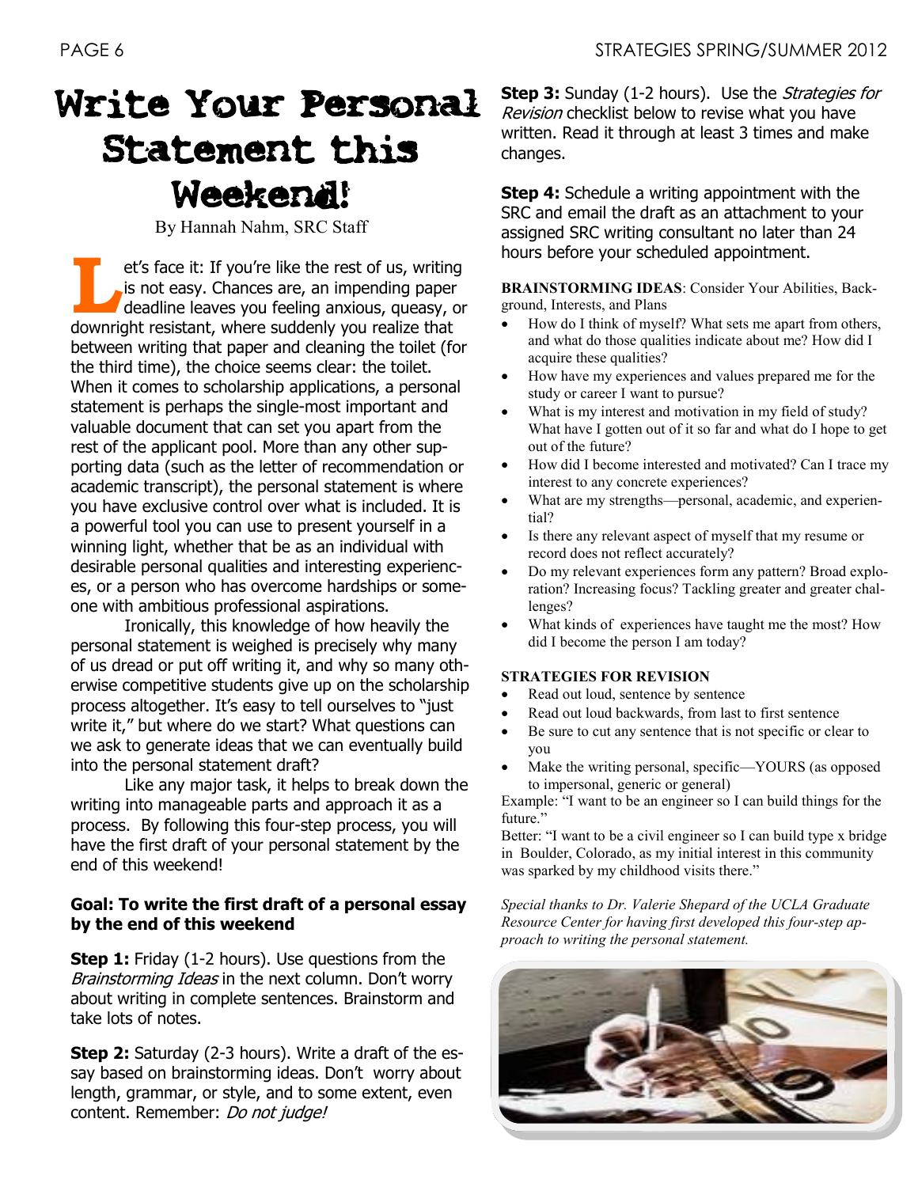# Write Your Personal Statement this Weekend!

By Hannah Nahm, SRC Staff

Let's face it: If you're like the rest of us, writing is not easy. Chances are, an impending paper deadline leaves you feeling anxious, queasy, or downright resistant, where suddenly you realize that between writing that paper and cleaning the toilet (for the third time), the choice seems clear: the toilet. When it comes to scholarship applications, a personal statement is perhaps the single-most important and valuable document that can set you apart from the rest of the applicant pool. More than any other supporting data (such as the letter of recommendation or academic transcript), the personal statement is where you have exclusive control over what is included. It is a powerful tool you can use to present yourself in a winning light, whether that be as an individual with desirable personal qualities and interesting experiences, or a person who has overcome hardships or someone with ambitious professional aspirations.

Ironically, this knowledge of how heavily the personal statement is weighed is precisely why many of us dread or put off writing it, and why so many otherwise competitive students give up on the scholarship process altogether. It's easy to tell ourselves to "just write it," but where do we start? What questions can we ask to generate ideas that we can eventually build into the personal statement draft?

Like any major task, it helps to break down the writing into manageable parts and approach it as a process. By following this four-step process, you will have the first draft of your personal statement by the end of this weekend!

**Goal: To write the first draft of a personal essay by the end of this weekend**

**Step 1:** Friday (1-2 hours). Use questions from the *Brainstorming Ideas* in the next column. Don't worry about writing in complete sentences. Brainstorm and take lots of notes.

**Step 2:** Saturday (2-3 hours). Write a draft of the essay based on brainstorming ideas. Don't worry about length, grammar, or style, and to some extent, even content. Remember: *Do not judge!*

**Step 3:** Sunday (1-2 hours). Use the *Strategies for Revision* checklist below to revise what you have written. Read it through at least 3 times and make changes.

**Step 4:** Schedule a writing appointment with the SRC and email the draft as an attachment to your assigned SRC writing consultant no later than 24 hours before your scheduled appointment.

**BRAINSTORMING IDEAS**: Consider Your Abilities, Background, Interests, and Plans

- How do I think of myself? What sets me apart from others, and what do those qualities indicate about me? How did I acquire these qualities?
- How have my experiences and values prepared me for the study or career I want to pursue?
- What is my interest and motivation in my field of study? What have I gotten out of it so far and what do I hope to get out of the future?
- How did I become interested and motivated? Can I trace my interest to any concrete experiences?
- What are my strengths—personal, academic, and experiential?
- Is there any relevant aspect of myself that my resume or record does not reflect accurately?
- Do my relevant experiences form any pattern? Broad exploration? Increasing focus? Tackling greater and greater challenges?
- What kinds of experiences have taught me the most? How did I become the person I am today?

**STRATEGIES FOR REVISION**

- Read out loud, sentence by sentence
- Read out loud backwards, from last to first sentence
- Be sure to cut any sentence that is not specific or clear to you
- Make the writing personal, specific—YOURS (as opposed to impersonal, generic or general)

Example: "I want to be an engineer so I can build things for the future."

Better: "I want to be a civil engineer so I can build type x bridge in Boulder, Colorado, as my initial interest in this community was sparked by my childhood visits there."

*Special thanks to Dr. Valerie Shepard of the UCLA Graduate Resource Center for having first developed this four-step approach to writing the personal statement.*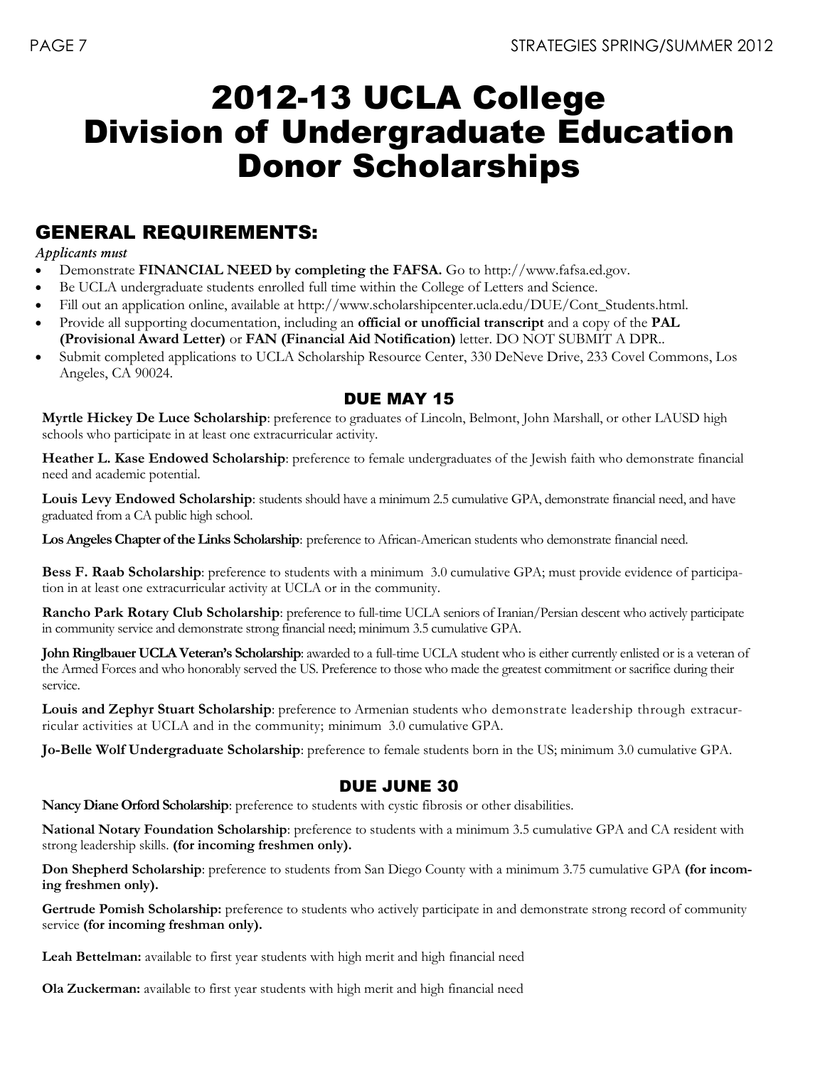# 2012-13 UCLA College Division of Undergraduate Education Donor Scholarships

## GENERAL REQUIREMENTS:

*Applicants must*

- Demonstrate **FINANCIAL NEED by completing the FAFSA.** Go to http://www.fafsa.ed.gov.
- Be UCLA undergraduate students enrolled full time within the College of Letters and Science.
- Fill out an application online, available at http://www.scholarshipcenter.ucla.edu/DUE/Cont_Students.html.
- Provide all supporting documentation, including an **official or unofficial transcript** and a copy of the **PAL (Provisional Award Letter)** or **FAN (Financial Aid Notification)** letter. DO NOT SUBMIT A DPR..
- Submit completed applications to UCLA Scholarship Resource Center, 330 DeNeve Drive, 233 Covel Commons, Los Angeles, CA 90024.

### DUE MAY 15

**Myrtle Hickey De Luce Scholarship**: preference to graduates of Lincoln, Belmont, John Marshall, or other LAUSD high schools who participate in at least one extracurricular activity.

**Heather L. Kase Endowed Scholarship**: preference to female undergraduates of the Jewish faith who demonstrate financial need and academic potential.

**Louis Levy Endowed Scholarship**: students should have a minimum 2.5 cumulative GPA, demonstrate financial need, and have graduated from a CA public high school.

**Los Angeles Chapter of the Links Scholarship**: preference to African-American students who demonstrate financial need.

**Bess F. Raab Scholarship**: preference to students with a minimum 3.0 cumulative GPA; must provide evidence of participation in at least one extracurricular activity at UCLA or in the community.

**Rancho Park Rotary Club Scholarship**: preference to full-time UCLA seniors of Iranian/Persian descent who actively participate in community service and demonstrate strong financial need; minimum 3.5 cumulative GPA.

**John Ringlbauer UCLA Veteran's Scholarship**: awarded to a full-time UCLA student who is either currently enlisted or is a veteran of the Armed Forces and who honorably served the US. Preference to those who made the greatest commitment or sacrifice during their service.

**Louis and Zephyr Stuart Scholarship**: preference to Armenian students who demonstrate leadership through extracurricular activities at UCLA and in the community; minimum 3.0 cumulative GPA.

**Jo-Belle Wolf Undergraduate Scholarship**: preference to female students born in the US; minimum 3.0 cumulative GPA.

### DUE JUNE 30

**Nancy Diane Orford Scholarship**: preference to students with cystic fibrosis or other disabilities.

**National Notary Foundation Scholarship**: preference to students with a minimum 3.5 cumulative GPA and CA resident with strong leadership skills. **(for incoming freshmen only).**

**Don Shepherd Scholarship**: preference to students from San Diego County with a minimum 3.75 cumulative GPA **(for incoming freshmen only).**

**Gertrude Pomish Scholarship:** preference to students who actively participate in and demonstrate strong record of community service **(for incoming freshman only).**

**Leah Bettelman:** available to first year students with high merit and high financial need

**Ola Zuckerman:** available to first year students with high merit and high financial need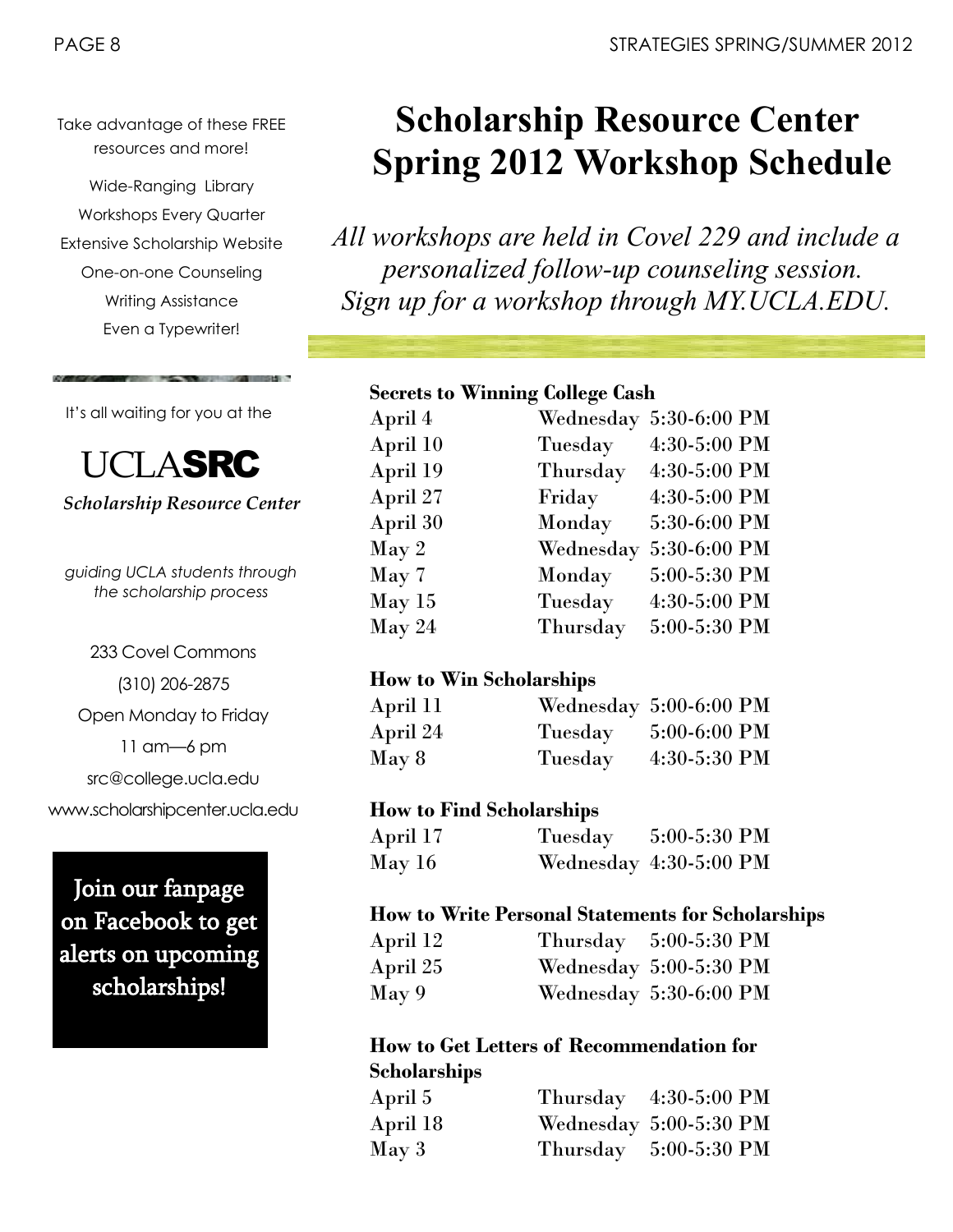# Scholarship Resource Center Spring 2012 Workshop Schedule

*All workshops are held in Covel 229 and include a personalized follow-up counseling session. Sign up for a workshop through MY.UCLA.EDU.*

**Secrets to Winning College Cash**

| | | |
|---|---|---|
| April 4 | Wednesday | 5:30-6:00 PM |
| April 10 | Tuesday | 4:30-5:00 PM |
| April 19 | Thursday | 4:30-5:00 PM |
| April 27 | Friday | 4:30-5:00 PM |
| April 30 | Monday | 5:30-6:00 PM |
| May 2 | Wednesday | 5:30-6:00 PM |
| May 7 | Monday | 5:00-5:30 PM |
| May 15 | Tuesday | 4:30-5:00 PM |
| May 24 | Thursday | 5:00-5:30 PM |

**How to Win Scholarships**

| | | |
|---|---|---|
| April 11 | Wednesday | 5:00-6:00 PM |
| April 24 | Tuesday | 5:00-6:00 PM |
| May 8 | Tuesday | 4:30-5:30 PM |

**How to Find Scholarships**

| | | |
|---|---|---|
| April 17 | Tuesday | 5:00-5:30 PM |
| May 16 | Wednesday | 4:30-5:00 PM |

**How to Write Personal Statements for Scholarships**

| | | |
|---|---|---|
| April 12 | Thursday | 5:00-5:30 PM |
| April 25 | Wednesday | 5:00-5:30 PM |
| May 9 | Wednesday | 5:30-6:00 PM |

**How to Get Letters of Recommendation for Scholarships**

| | | |
|---|---|---|
| April 5 | Thursday | 4:30-5:00 PM |
| April 18 | Wednesday | 5:00-5:30 PM |
| May 3 | Thursday | 5:00-5:30 PM |

Take advantage of these FREE resources and more!

Wide-Ranging Library
Workshops Every Quarter
Extensive Scholarship Website
One-on-one Counseling
Writing Assistance
Even a Typewriter!

It's all waiting for you at the

UCLA**SRC**

***Scholarship Resource Center***

*guiding UCLA students through the scholarship process*

233 Covel Commons
(310) 206-2875
Open Monday to Friday
11 am—6 pm
src@college.ucla.edu
www.scholarshipcenter.ucla.edu

Join our fanpage on Facebook to get alerts on upcoming scholarships!